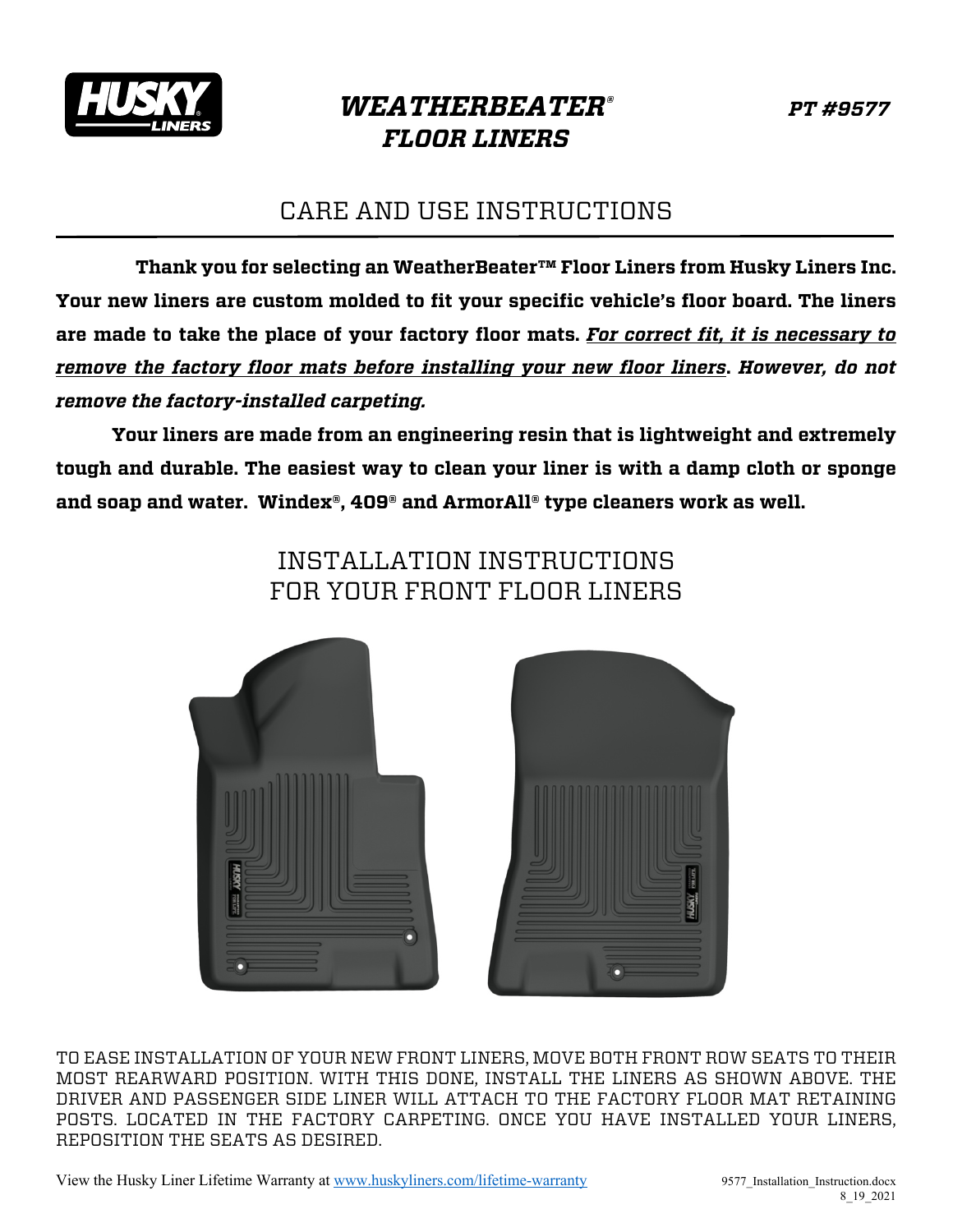**HUSKY LINERS**

# *WEATHERBEATER® FLOOR LINERS*

***PT #9577***

## CARE AND USE INSTRUCTIONS

**Thank you for selecting an WeatherBeater™ Floor Liners from Husky Liners Inc. Your new liners are custom molded to fit your specific vehicle's floor board. The liners are made to take the place of your factory floor mats. *<u>For correct fit, it is necessary to remove the factory floor mats before installing your new floor liners</u>. However, do not remove the factory-installed carpeting.***

**Your liners are made from an engineering resin that is lightweight and extremely tough and durable. The easiest way to clean your liner is with a damp cloth or sponge and soap and water. Windex®, 409® and ArmorAll® type cleaners work as well.**

## INSTALLATION INSTRUCTIONS FOR YOUR FRONT FLOOR LINERS

TO EASE INSTALLATION OF YOUR NEW FRONT LINERS, MOVE BOTH FRONT ROW SEATS TO THEIR MOST REARWARD POSITION. WITH THIS DONE, INSTALL THE LINERS AS SHOWN ABOVE. THE DRIVER AND PASSENGER SIDE LINER WILL ATTACH TO THE FACTORY FLOOR MAT RETAINING POSTS. LOCATED IN THE FACTORY CARPETING. ONCE YOU HAVE INSTALLED YOUR LINERS, REPOSITION THE SEATS AS DESIRED.

View the Husky Liner Lifetime Warranty at [www.huskyliners.com/lifetime-warranty](www.huskyliners.com/lifetime-warranty)

9577_Installation_Instruction.docx
8_19_2021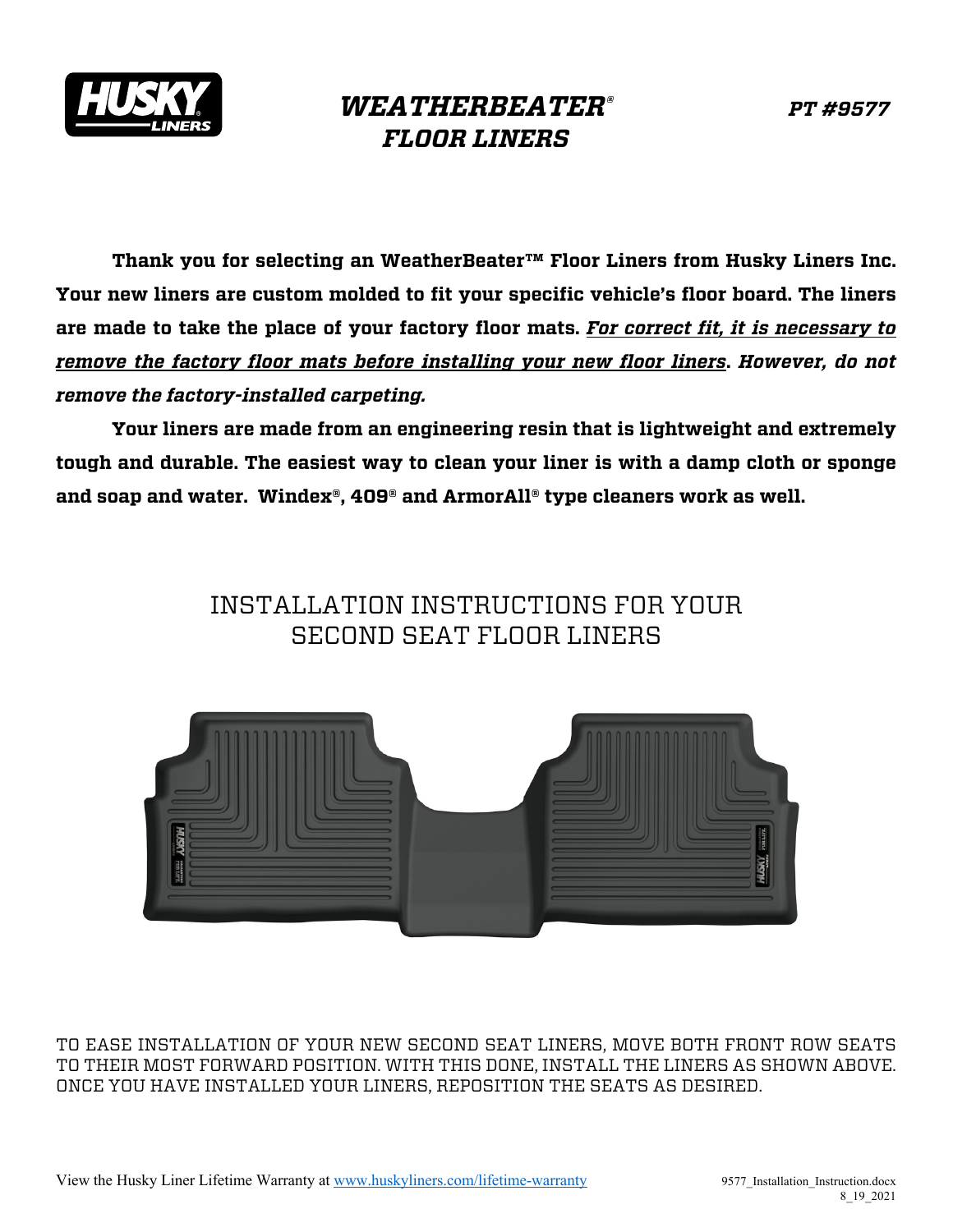# WEATHERBEATER® FLOOR LINERS

***PT #9577***

**Thank you for selecting an WeatherBeater™ Floor Liners from Husky Liners Inc. Your new liners are custom molded to fit your specific vehicle's floor board. The liners are made to take the place of your factory floor mats. *For correct fit, it is necessary to remove the factory floor mats before installing your new floor liners*. *However, do not remove the factory-installed carpeting.***

**Your liners are made from an engineering resin that is lightweight and extremely tough and durable. The easiest way to clean your liner is with a damp cloth or sponge and soap and water. Windex®, 409® and ArmorAll® type cleaners work as well.**

## INSTALLATION INSTRUCTIONS FOR YOUR SECOND SEAT FLOOR LINERS

TO EASE INSTALLATION OF YOUR NEW SECOND SEAT LINERS, MOVE BOTH FRONT ROW SEATS TO THEIR MOST FORWARD POSITION. WITH THIS DONE, INSTALL THE LINERS AS SHOWN ABOVE. ONCE YOU HAVE INSTALLED YOUR LINERS, REPOSITION THE SEATS AS DESIRED.

View the Husky Liner Lifetime Warranty at www.huskyliners.com/lifetime-warranty

9577_Installation_Instruction.docx
8_19_2021